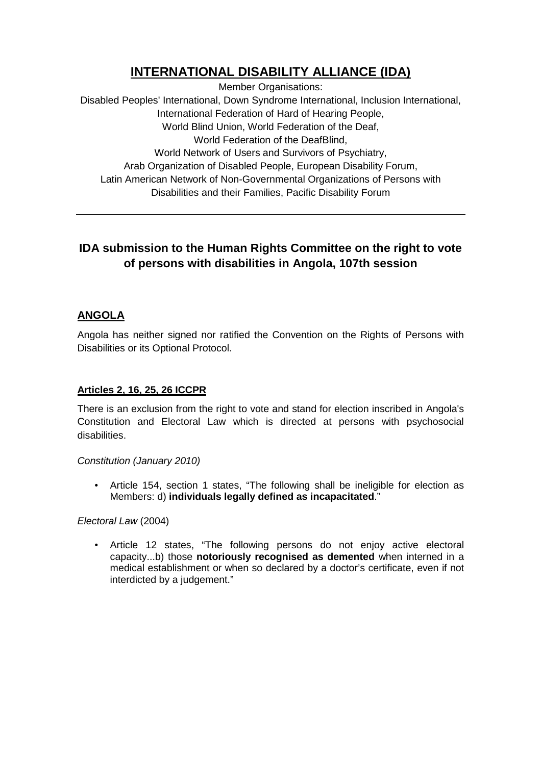# INTERNATIONAL DISABILITY ALLIANCE (IDA)

Member Organisations:
Disabled Peoples' International, Down Syndrome International, Inclusion International,
International Federation of Hard of Hearing People,
World Blind Union, World Federation of the Deaf,
World Federation of the DeafBlind,
World Network of Users and Survivors of Psychiatry,
Arab Organization of Disabled People, European Disability Forum,
Latin American Network of Non-Governmental Organizations of Persons with
Disabilities and their Families, Pacific Disability Forum

---

## IDA submission to the Human Rights Committee on the right to vote of persons with disabilities in Angola, 107th session

### ANGOLA

Angola has neither signed nor ratified the Convention on the Rights of Persons with Disabilities or its Optional Protocol.

#### Articles 2, 16, 25, 26 ICCPR

There is an exclusion from the right to vote and stand for election inscribed in Angola's Constitution and Electoral Law which is directed at persons with psychosocial disabilities.

*Constitution (January 2010)*

- Article 154, section 1 states, "The following shall be ineligible for election as Members: d) **individuals legally defined as incapacitated**."

*Electoral Law* (2004)

- Article 12 states, "The following persons do not enjoy active electoral capacity...b) those **notoriously recognised as demented** when interned in a medical establishment or when so declared by a doctor's certificate, even if not interdicted by a judgement."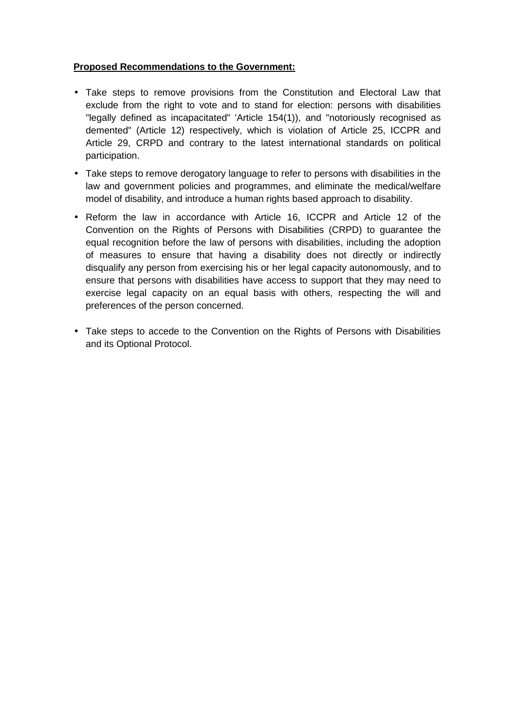**Proposed Recommendations to the Government:**

- Take steps to remove provisions from the Constitution and Electoral Law that exclude from the right to vote and to stand for election: persons with disabilities "legally defined as incapacitated" 'Article 154(1)), and "notoriously recognised as demented" (Article 12) respectively, which is violation of Article 25, ICCPR and Article 29, CRPD and contrary to the latest international standards on political participation.
- Take steps to remove derogatory language to refer to persons with disabilities in the law and government policies and programmes, and eliminate the medical/welfare model of disability, and introduce a human rights based approach to disability.
- Reform the law in accordance with Article 16, ICCPR and Article 12 of the Convention on the Rights of Persons with Disabilities (CRPD) to guarantee the equal recognition before the law of persons with disabilities, including the adoption of measures to ensure that having a disability does not directly or indirectly disqualify any person from exercising his or her legal capacity autonomously, and to ensure that persons with disabilities have access to support that they may need to exercise legal capacity on an equal basis with others, respecting the will and preferences of the person concerned.
- Take steps to accede to the Convention on the Rights of Persons with Disabilities and its Optional Protocol.